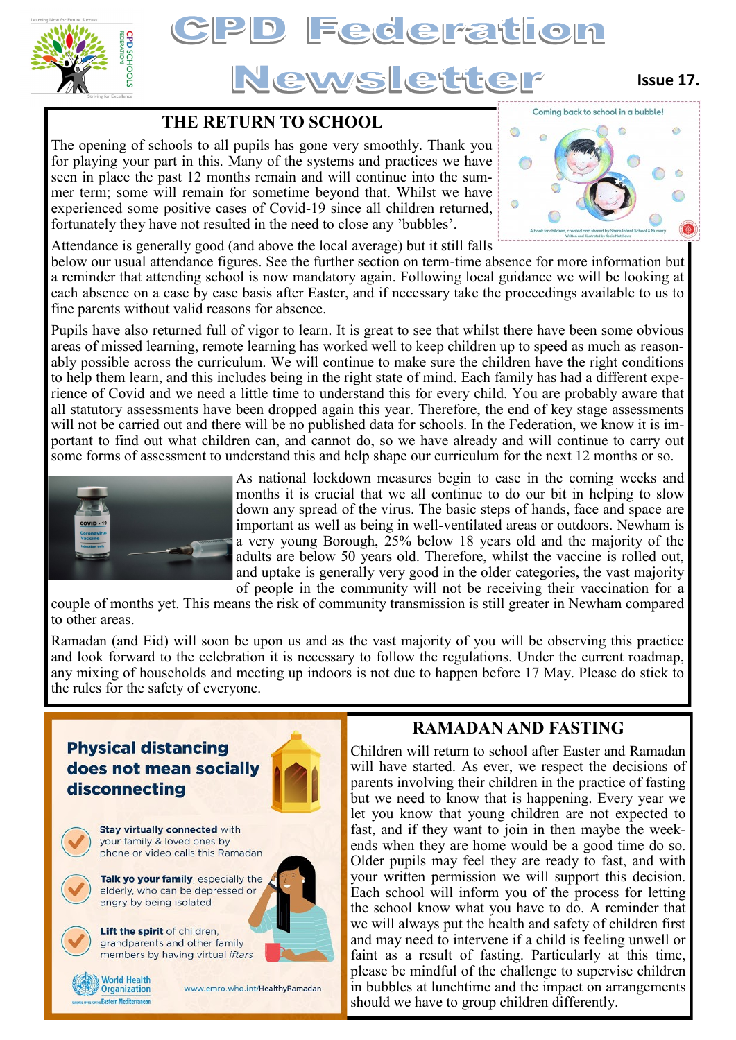# CPD Federation Newsletter

**Issue 17.**

## THE RETURN TO SCHOOL

The opening of schools to all pupils has gone very smoothly. Thank you for playing your part in this. Many of the systems and practices we have seen in place the past 12 months remain and will continue into the summer term; some will remain for sometime beyond that. Whilst we have experienced some positive cases of Covid-19 since all children returned, fortunately they have not resulted in the need to close any 'bubbles'.

Attendance is generally good (and above the local average) but it still falls below our usual attendance figures. See the further section on term-time absence for more information but a reminder that attending school is now mandatory again. Following local guidance we will be looking at each absence on a case by case basis after Easter, and if necessary take the proceedings available to us to fine parents without valid reasons for absence.

Pupils have also returned full of vigor to learn. It is great to see that whilst there have been some obvious areas of missed learning, remote learning has worked well to keep children up to speed as much as reasonably possible across the curriculum. We will continue to make sure the children have the right conditions to help them learn, and this includes being in the right state of mind. Each family has had a different experience of Covid and we need a little time to understand this for every child. You are probably aware that all statutory assessments have been dropped again this year. Therefore, the end of key stage assessments will not be carried out and there will be no published data for schools. In the Federation, we know it is important to find out what children can, and cannot do, so we have already and will continue to carry out some forms of assessment to understand this and help shape our curriculum for the next 12 months or so.

As national lockdown measures begin to ease in the coming weeks and months it is crucial that we all continue to do our bit in helping to slow down any spread of the virus. The basic steps of hands, face and space are important as well as being in well-ventilated areas or outdoors. Newham is a very young Borough, 25% below 18 years old and the majority of the adults are below 50 years old. Therefore, whilst the vaccine is rolled out, and uptake is generally very good in the older categories, the vast majority of people in the community will not be receiving their vaccination for a couple of months yet. This means the risk of community transmission is still greater in Newham compared to other areas.

Ramadan (and Eid) will soon be upon us and as the vast majority of you will be observing this practice and look forward to the celebration it is necessary to follow the regulations. Under the current roadmap, any mixing of households and meeting up indoors is not due to happen before 17 May. Please do stick to the rules for the safety of everyone.

**Physical distancing does not mean socially disconnecting**

- **Stay virtually connected** with your family & loved ones by phone or video calls this Ramadan
- **Talk yo your family**, especially the elderly, who can be depressed or angry by being isolated
- **Lift the spirit** of children, grandparents and other family members by having virtual *iftars*

World Health Organization – www.emro.who.int/HealthyRamadan

## RAMADAN AND FASTING

Children will return to school after Easter and Ramadan will have started. As ever, we respect the decisions of parents involving their children in the practice of fasting but we need to know that is happening. Every year we let you know that young children are not expected to fast, and if they want to join in then maybe the weekends when they are home would be a good time do so. Older pupils may feel they are ready to fast, and with your written permission we will support this decision. Each school will inform you of the process for letting the school know what you have to do. A reminder that we will always put the health and safety of children first and may need to intervene if a child is feeling unwell or faint as a result of fasting. Particularly at this time, please be mindful of the challenge to supervise children in bubbles at lunchtime and the impact on arrangements should we have to group children differently.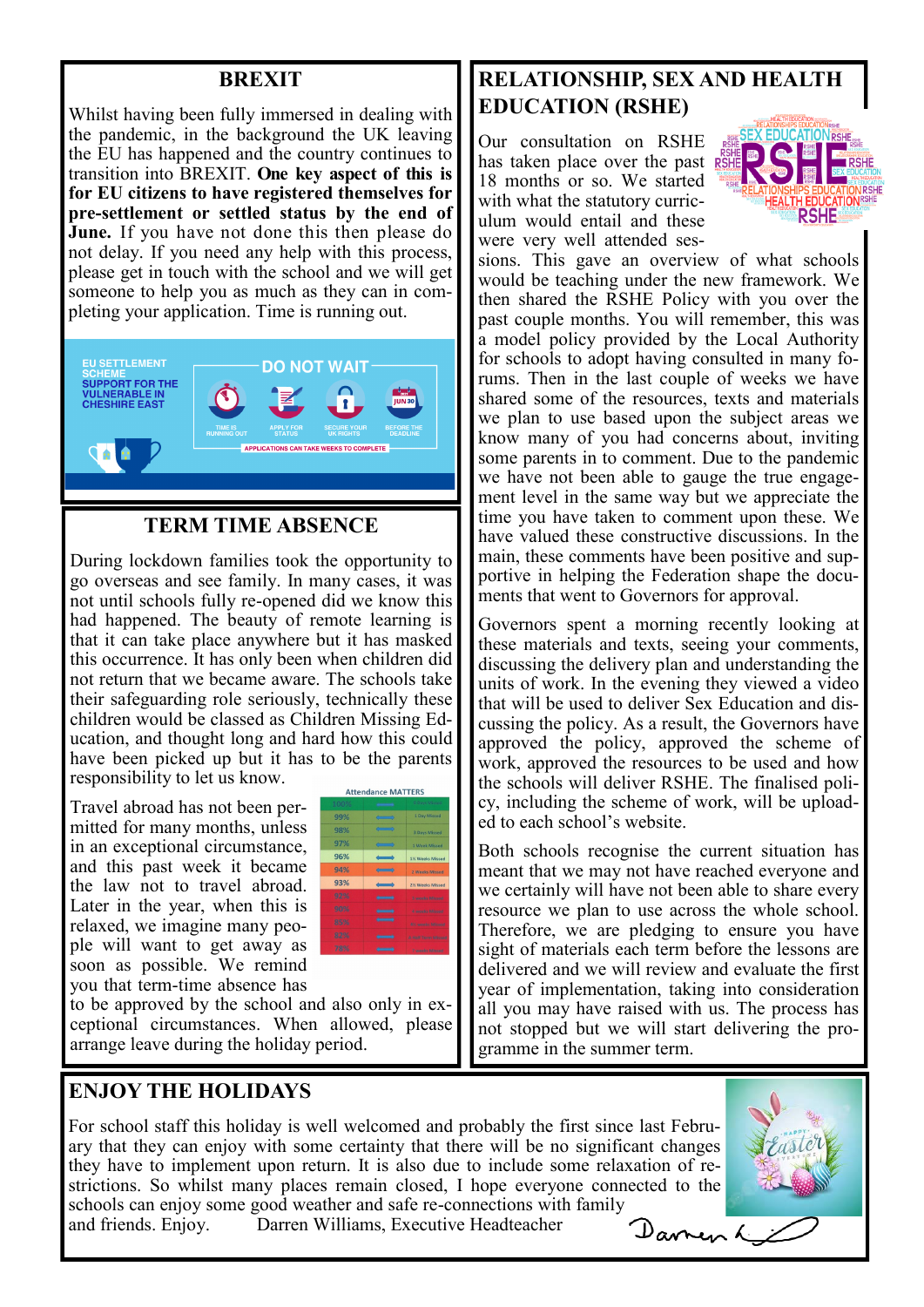## BREXIT

Whilst having been fully immersed in dealing with the pandemic, in the background the UK leaving the EU has happened and the country continues to transition into BREXIT. **One key aspect of this is for EU citizens to have registered themselves for pre-settlement or settled status by the end of June.** If you have not done this then please do not delay. If you need any help with this process, please get in touch with the school and we will get someone to help you as much as they can in completing your application. Time is running out.

EU SETTLEMENT SCHEME
SUPPORT FOR THE VULNERABLE IN CHESHIRE EAST

DO NOT WAIT

TIME IS RUNNING OUT
APPLY FOR STATUS
SECURE YOUR UK RIGHTS
BEFORE THE DEADLINE

APPLICATIONS CAN TAKE WEEKS TO COMPLETE

## TERM TIME ABSENCE

During lockdown families took the opportunity to go overseas and see family. In many cases, it was not until schools fully re-opened did we know this had happened. The beauty of remote learning is that it can take place anywhere but it has masked this occurrence. It has only been when children did not return that we became aware. The schools take their safeguarding role seriously, technically these children would be classed as Children Missing Education, and thought long and hard how this could have been picked up but it has to be the parents responsibility to let us know.

Attendance MATTERS

Travel abroad has not been permitted for many months, unless in an exceptional circumstance, and this past week it became the law not to travel abroad. Later in the year, when this is relaxed, we imagine many people will want to get away as soon as possible. We remind you that term-time absence has to be approved by the school and also only in exceptional circumstances. When allowed, please arrange leave during the holiday period.

## RELATIONSHIP, SEX AND HEALTH EDUCATION (RSHE)

Our consultation on RSHE has taken place over the past 18 months or so. We started with what the statutory curriculum would entail and these were very well attended sessions. This gave an overview of what schools would be teaching under the new framework. We then shared the RSHE Policy with you over the past couple months. You will remember, this was a model policy provided by the Local Authority for schools to adopt having consulted in many forums. Then in the last couple of weeks we have shared some of the resources, texts and materials we plan to use based upon the subject areas we know many of you had concerns about, inviting some parents in to comment. Due to the pandemic we have not been able to gauge the true engagement level in the same way but we appreciate the time you have taken to comment upon these. We have valued these constructive discussions. In the main, these comments have been positive and supportive in helping the Federation shape the documents that went to Governors for approval.

Governors spent a morning recently looking at these materials and texts, seeing your comments, discussing the delivery plan and understanding the units of work. In the evening they viewed a video that will be used to deliver Sex Education and discussing the policy. As a result, the Governors have approved the policy, approved the scheme of work, approved the resources to be used and how the schools will deliver RSHE. The finalised policy, including the scheme of work, will be uploaded to each school's website.

Both schools recognise the current situation has meant that we may not have reached everyone and we certainly will have not been able to share every resource we plan to use across the whole school. Therefore, we are pledging to ensure you have sight of materials each term before the lessons are delivered and we will review and evaluate the first year of implementation, taking into consideration all you may have raised with us. The process has not stopped but we will start delivering the programme in the summer term.

## ENJOY THE HOLIDAYS

For school staff this holiday is well welcomed and probably the first since last February that they can enjoy with some certainty that there will be no significant changes they have to implement upon return. It is also due to include some relaxation of restrictions. So whilst many places remain closed, I hope everyone connected to the schools can enjoy some good weather and safe re-connections with family and friends. Enjoy. Darren Williams, Executive Headteacher